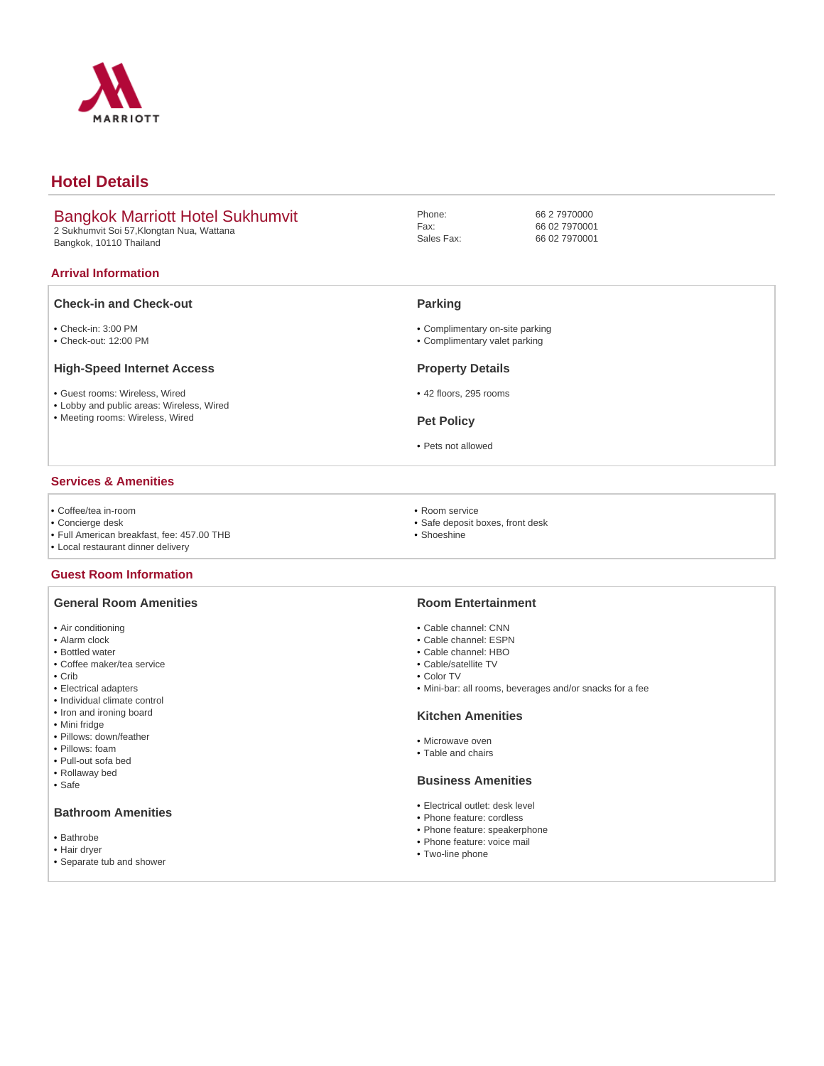MARRIOTT

# Hotel Details

## Bangkok Marriott Hotel Sukhumvit

2 Sukhumvit Soi 57,Klongtan Nua, Wattana
Bangkok, 10110 Thailand

Phone: 66 2 7970000
Fax: 66 02 7970001
Sales Fax: 66 02 7970001

## Arrival Information

### Check-in and Check-out

- Check-in: 3:00 PM
- Check-out: 12:00 PM

### High-Speed Internet Access

- Guest rooms: Wireless, Wired
- Lobby and public areas: Wireless, Wired
- Meeting rooms: Wireless, Wired

### Parking

- Complimentary on-site parking
- Complimentary valet parking

### Property Details

- 42 floors, 295 rooms

### Pet Policy

- Pets not allowed

## Services & Amenities

- Coffee/tea in-room
- Concierge desk
- Full American breakfast, fee: 457.00 THB
- Local restaurant dinner delivery
- Room service
- Safe deposit boxes, front desk
- Shoeshine

## Guest Room Information

### General Room Amenities

- Air conditioning
- Alarm clock
- Bottled water
- Coffee maker/tea service
- Crib
- Electrical adapters
- Individual climate control
- Iron and ironing board
- Mini fridge
- Pillows: down/feather
- Pillows: foam
- Pull-out sofa bed
- Rollaway bed
- Safe

### Bathroom Amenities

- Bathrobe
- Hair dryer
- Separate tub and shower

### Room Entertainment

- Cable channel: CNN
- Cable channel: ESPN
- Cable channel: HBO
- Cable/satellite TV
- Color TV
- Mini-bar: all rooms, beverages and/or snacks for a fee

### Kitchen Amenities

- Microwave oven
- Table and chairs

### Business Amenities

- Electrical outlet: desk level
- Phone feature: cordless
- Phone feature: speakerphone
- Phone feature: voice mail
- Two-line phone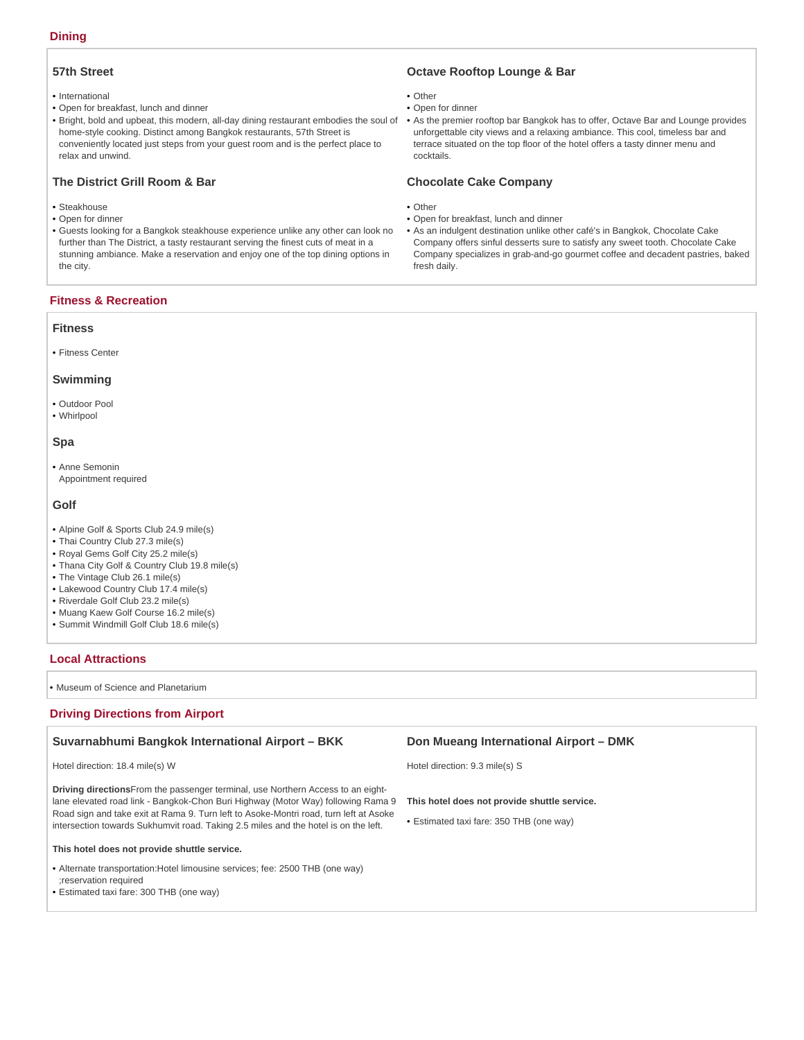## Dining

### 57th Street

- International
- Open for breakfast, lunch and dinner
- Bright, bold and upbeat, this modern, all-day dining restaurant embodies the soul of home-style cooking. Distinct among Bangkok restaurants, 57th Street is conveniently located just steps from your guest room and is the perfect place to relax and unwind.

### The District Grill Room & Bar

- Steakhouse
- Open for dinner
- Guests looking for a Bangkok steakhouse experience unlike any other can look no further than The District, a tasty restaurant serving the finest cuts of meat in a stunning ambiance. Make a reservation and enjoy one of the top dining options in the city.

### Octave Rooftop Lounge & Bar

- Other
- Open for dinner
- As the premier rooftop bar Bangkok has to offer, Octave Bar and Lounge provides unforgettable city views and a relaxing ambiance. This cool, timeless bar and terrace situated on the top floor of the hotel offers a tasty dinner menu and cocktails.

### Chocolate Cake Company

- Other
- Open for breakfast, lunch and dinner
- As an indulgent destination unlike other café's in Bangkok, Chocolate Cake Company offers sinful desserts sure to satisfy any sweet tooth. Chocolate Cake Company specializes in grab-and-go gourmet coffee and decadent pastries, baked fresh daily.

## Fitness & Recreation

### Fitness

- Fitness Center

### Swimming

- Outdoor Pool
- Whirlpool

### Spa

- Anne Semonin
  Appointment required

### Golf

- Alpine Golf & Sports Club 24.9 mile(s)
- Thai Country Club 27.3 mile(s)
- Royal Gems Golf City 25.2 mile(s)
- Thana City Golf & Country Club 19.8 mile(s)
- The Vintage Club 26.1 mile(s)
- Lakewood Country Club 17.4 mile(s)
- Riverdale Golf Club 23.2 mile(s)
- Muang Kaew Golf Course 16.2 mile(s)
- Summit Windmill Golf Club 18.6 mile(s)

## Local Attractions

- Museum of Science and Planetarium

## Driving Directions from Airport

### Suvarnabhumi Bangkok International Airport – BKK

Hotel direction: 18.4 mile(s) W

**Driving directions**From the passenger terminal, use Northern Access to an eight-lane elevated road link - Bangkok-Chon Buri Highway (Motor Way) following Rama 9 Road sign and take exit at Rama 9. Turn left to Asoke-Montri road, turn left at Asoke intersection towards Sukhumvit road. Taking 2.5 miles and the hotel is on the left.

**This hotel does not provide shuttle service.**

- Alternate transportation:Hotel limousine services; fee: 2500 THB (one way) ;reservation required
- Estimated taxi fare: 300 THB (one way)

### Don Mueang International Airport – DMK

Hotel direction: 9.3 mile(s) S

**This hotel does not provide shuttle service.**

- Estimated taxi fare: 350 THB (one way)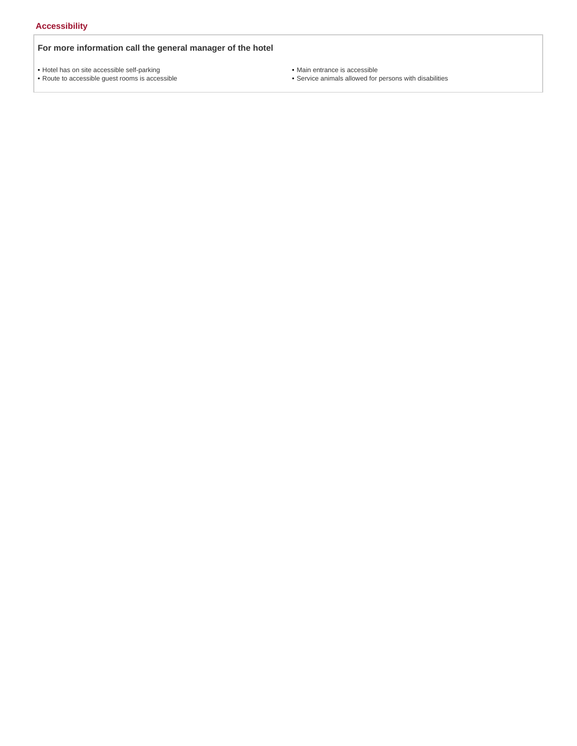## Accessibility

### For more information call the general manager of the hotel

- Hotel has on site accessible self-parking
- Route to accessible guest rooms is accessible
- Main entrance is accessible
- Service animals allowed for persons with disabilities